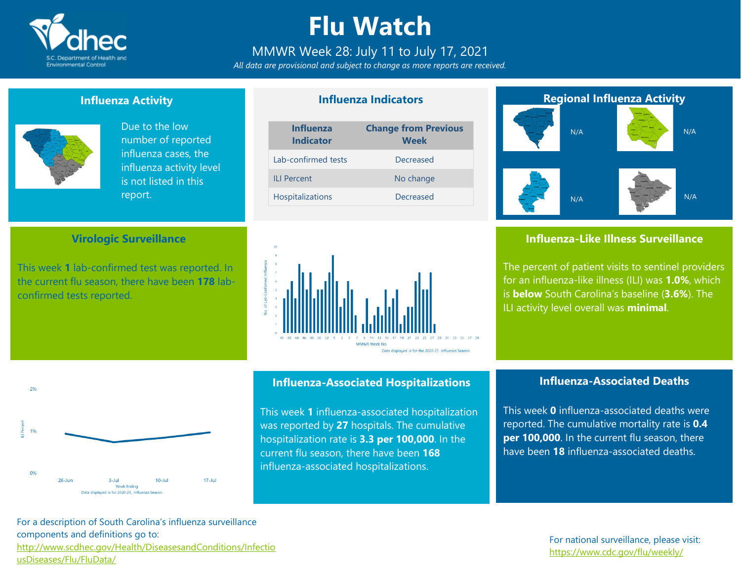# Flu Watch

MMWR Week 28: July 11 to July 17, 2021

*All data are provisional and subject to change as more reports are received.*

## Influenza Activity

Due to the low number of reported influenza cases, the influenza activity level is not listed in this report.

## Influenza Indicators

| Influenza Indicator | Change from Previous Week |
|---|---|
| Lab-confirmed tests | Decreased |
| ILI Percent | No change |
| Hospitalizations | Decreased |

## Regional Influenza Activity

N/A

N/A

N/A

N/A

## Virologic Surveillance

This week **1** lab-confirmed test was reported. In the current flu season, there have been **178** lab-confirmed tests reported.

Data displayed is for the 2020-21 Influenza Season.

## Influenza-Like Illness Surveillance

The percent of patient visits to sentinel providers for an influenza-like illness (ILI) was **1.0%**, which is **below** South Carolina's baseline (**3.6%**). The ILI activity level overall was **minimal**.

Data displayed is for 2020-21, Influenza Season.

## Influenza-Associated Hospitalizations

This week **1** influenza-associated hospitalization was reported by **27** hospitals. The cumulative hospitalization rate is **3.3 per 100,000**. In the current flu season, there have been **168** influenza-associated hospitalizations.

## Influenza-Associated Deaths

This week **0** influenza-associated deaths were reported. The cumulative mortality rate is **0.4 per 100,000**. In the current flu season, there have been **18** influenza-associated deaths.

For a description of South Carolina's influenza surveillance components and definitions go to: http://www.scdhec.gov/Health/DiseasesandConditions/InfectiousDiseases/Flu/FluData/

For national surveillance, please visit: https://www.cdc.gov/flu/weekly/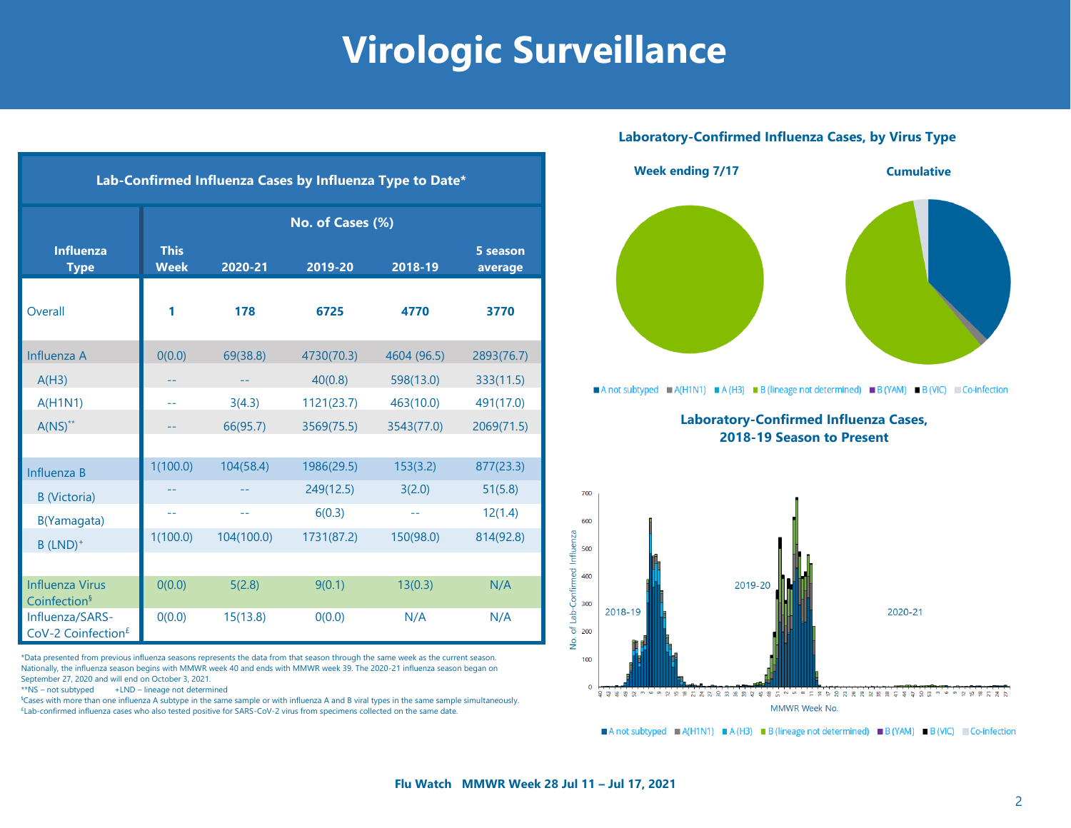# Virologic Surveillance

| Influenza Type | No. of Cases (%) | | | | |
|---|---|---|---|---|---|
| | This Week | 2020-21 | 2019-20 | 2018-19 | 5 season average |
| Overall | **1** | **178** | **6725** | **4770** | **3770** |
| Influenza A | 0(0.0) | 69(38.8) | 4730(70.3) | 4604 (96.5) | 2893(76.7) |
| A(H3) | -- | -- | 40(0.8) | 598(13.0) | 333(11.5) |
| A(H1N1) | -- | 3(4.3) | 1121(23.7) | 463(10.0) | 491(17.0) |
| A(NS)** | -- | 66(95.7) | 3569(75.5) | 3543(77.0) | 2069(71.5) |
| Influenza B | 1(100.0) | 104(58.4) | 1986(29.5) | 153(3.2) | 877(23.3) |
| B (Victoria) | -- | -- | 249(12.5) | 3(2.0) | 51(5.8) |
| B(Yamagata) | -- | -- | 6(0.3) | -- | 12(1.4) |
| B (LND)+ | 1(100.0) | 104(100.0) | 1731(87.2) | 150(98.0) | 814(92.8) |
| Influenza Virus Coinfection§ | 0(0.0) | 5(2.8) | 9(0.1) | 13(0.3) | N/A |
| Influenza/SARS-CoV-2 Coinfection£ | 0(0.0) | 15(13.8) | 0(0.0) | N/A | N/A |

Table: Lab-Confirmed Influenza Cases by Influenza Type to Date*

*Data presented from previous influenza seasons represents the data from that season through the same week as the current season. Nationally, the influenza season begins with MMWR week 40 and ends with MMWR week 39. The 2020-21 influenza season began on September 27, 2020 and will end on October 3, 2021.

**NS – not subtyped    +LND – lineage not determined

§Cases with more than one influenza A subtype in the same sample or with influenza A and B viral types in the same sample simultaneously.

£Lab-confirmed influenza cases who also tested positive for SARS-CoV-2 virus from specimens collected on the same date.

## Laboratory-Confirmed Influenza Cases, by Virus Type

Week ending 7/17 | Cumulative

A not subtyped | A(H1N1) | A (H3) | B (lineage not determined) | B (YAM) | B (VIC) | Co-infection

## Laboratory-Confirmed Influenza Cases, 2018-19 Season to Present

A not subtyped | A(H1N1) | A (H3) | B (lineage not determined) | B (YAM) | B (VIC) | Co-infection

Flu Watch MMWR Week 28 Jul 11 – Jul 17, 2021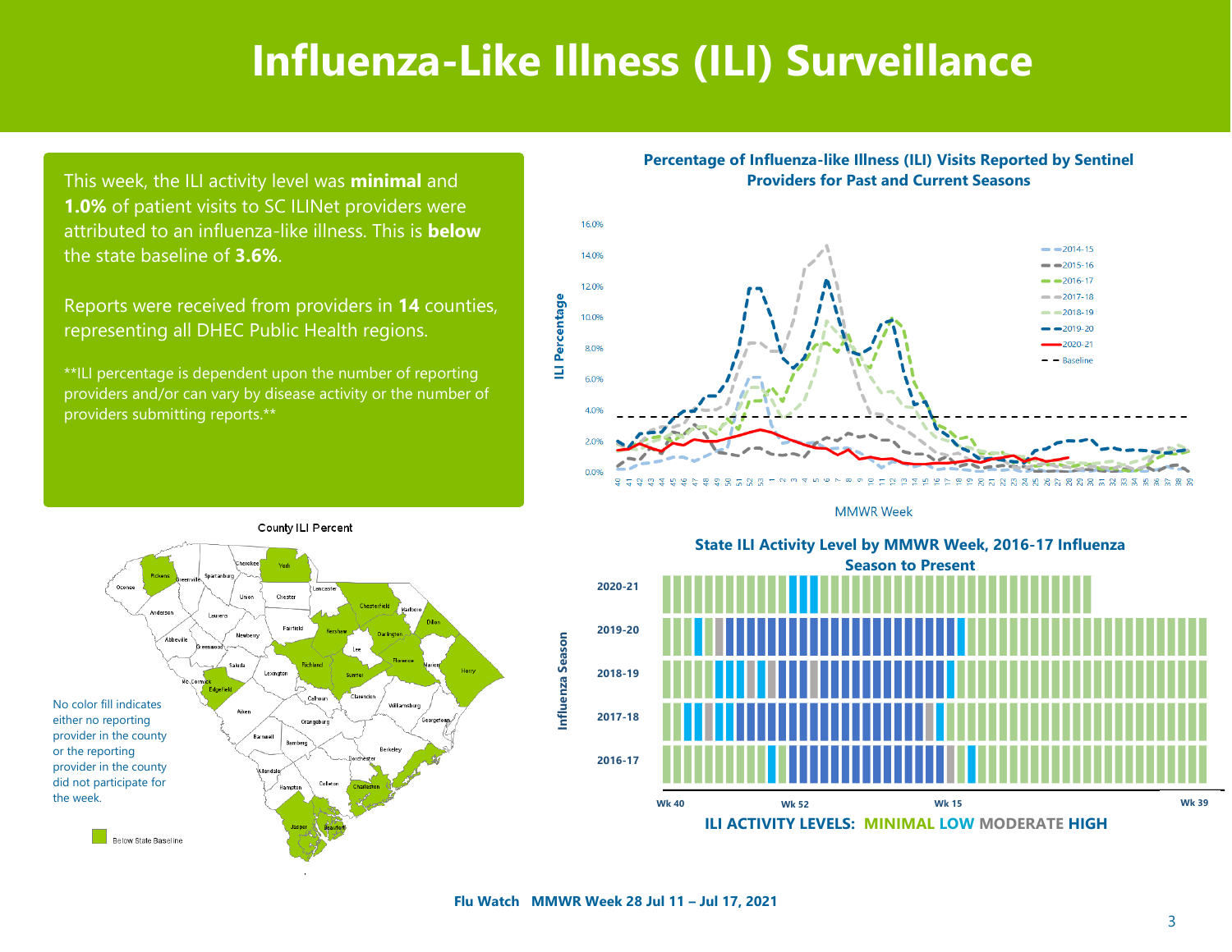# Influenza-Like Illness (ILI) Surveillance

This week, the ILI activity level was **minimal** and **1.0%** of patient visits to SC ILINet providers were attributed to an influenza-like illness. This is **below** the state baseline of **3.6%**.

Reports were received from providers in **14** counties, representing all DHEC Public Health regions.

**ILI percentage is dependent upon the number of reporting providers and/or can vary by disease activity or the number of providers submitting reports.**

### Percentage of Influenza-like Illness (ILI) Visits Reported by Sentinel Providers for Past and Current Seasons

### County ILI Percent

No color fill indicates either no reporting provider in the county or the reporting provider in the county did not participate for the week.

Below State Baseline

### State ILI Activity Level by MMWR Week, 2016-17 Influenza Season to Present

ILI ACTIVITY LEVELS: MINIMAL LOW MODERATE HIGH

Flu Watch MMWR Week 28 Jul 11 – Jul 17, 2021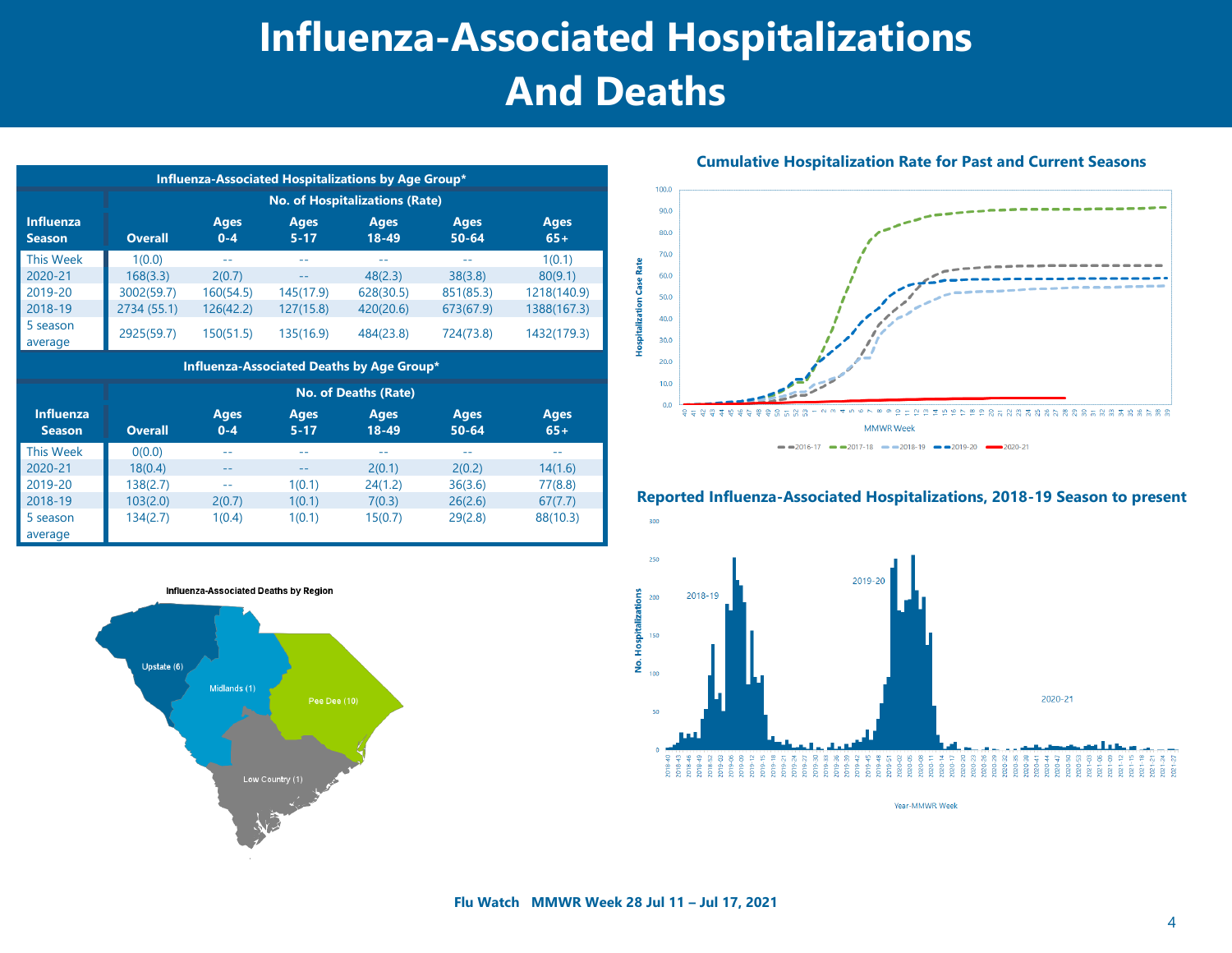# Influenza-Associated Hospitalizations And Deaths

**Influenza-Associated Hospitalizations by Age Group***

| Influenza Season | No. of Hospitalizations (Rate) | | | | | |
|---|---|---|---|---|---|---|
| | Overall | Ages 0-4 | Ages 5-17 | Ages 18-49 | Ages 50-64 | Ages 65+ |
| This Week | 1(0.0) | -- | -- | -- | -- | 1(0.1) |
| 2020-21 | 168(3.3) | 2(0.7) | -- | 48(2.3) | 38(3.8) | 80(9.1) |
| 2019-20 | 3002(59.7) | 160(54.5) | 145(17.9) | 628(30.5) | 851(85.3) | 1218(140.9) |
| 2018-19 | 2734 (55.1) | 126(42.2) | 127(15.8) | 420(20.6) | 673(67.9) | 1388(167.3) |
| 5 season average | 2925(59.7) | 150(51.5) | 135(16.9) | 484(23.8) | 724(73.8) | 1432(179.3) |

**Influenza-Associated Deaths by Age Group***

| Influenza Season | No. of Deaths (Rate) | | | | | |
|---|---|---|---|---|---|---|
| | Overall | Ages 0-4 | Ages 5-17 | Ages 18-49 | Ages 50-64 | Ages 65+ |
| This Week | 0(0.0) | -- | -- | -- | -- | -- |
| 2020-21 | 18(0.4) | -- | -- | 2(0.1) | 2(0.2) | 14(1.6) |
| 2019-20 | 138(2.7) | -- | 1(0.1) | 24(1.2) | 36(3.6) | 77(8.8) |
| 2018-19 | 103(2.0) | 2(0.7) | 1(0.1) | 7(0.3) | 26(2.6) | 67(7.7) |
| 5 season average | 134(2.7) | 1(0.4) | 1(0.1) | 15(0.7) | 29(2.8) | 88(10.3) |

**Influenza-Associated Deaths by Region**

Upstate (6)
Midlands (1)
Pee Dee (10)
Low Country (1)

**Cumulative Hospitalization Rate for Past and Current Seasons**

Hospitalization Case Rate
100.0
90.0
80.0
70.0
60.0
50.0
40.0
30.0
20.0
10.0
0.0
MMWR Week
2016-17 2017-18 2018-19 2019-20 2020-21

**Reported Influenza-Associated Hospitalizations, 2018-19 Season to present**

No. Hospitalizations
300
250
200
150
100
50
0
2018-19
2019-20
2020-21
Year-MMWR Week

**Flu Watch MMWR Week 28 Jul 11 – Jul 17, 2021**